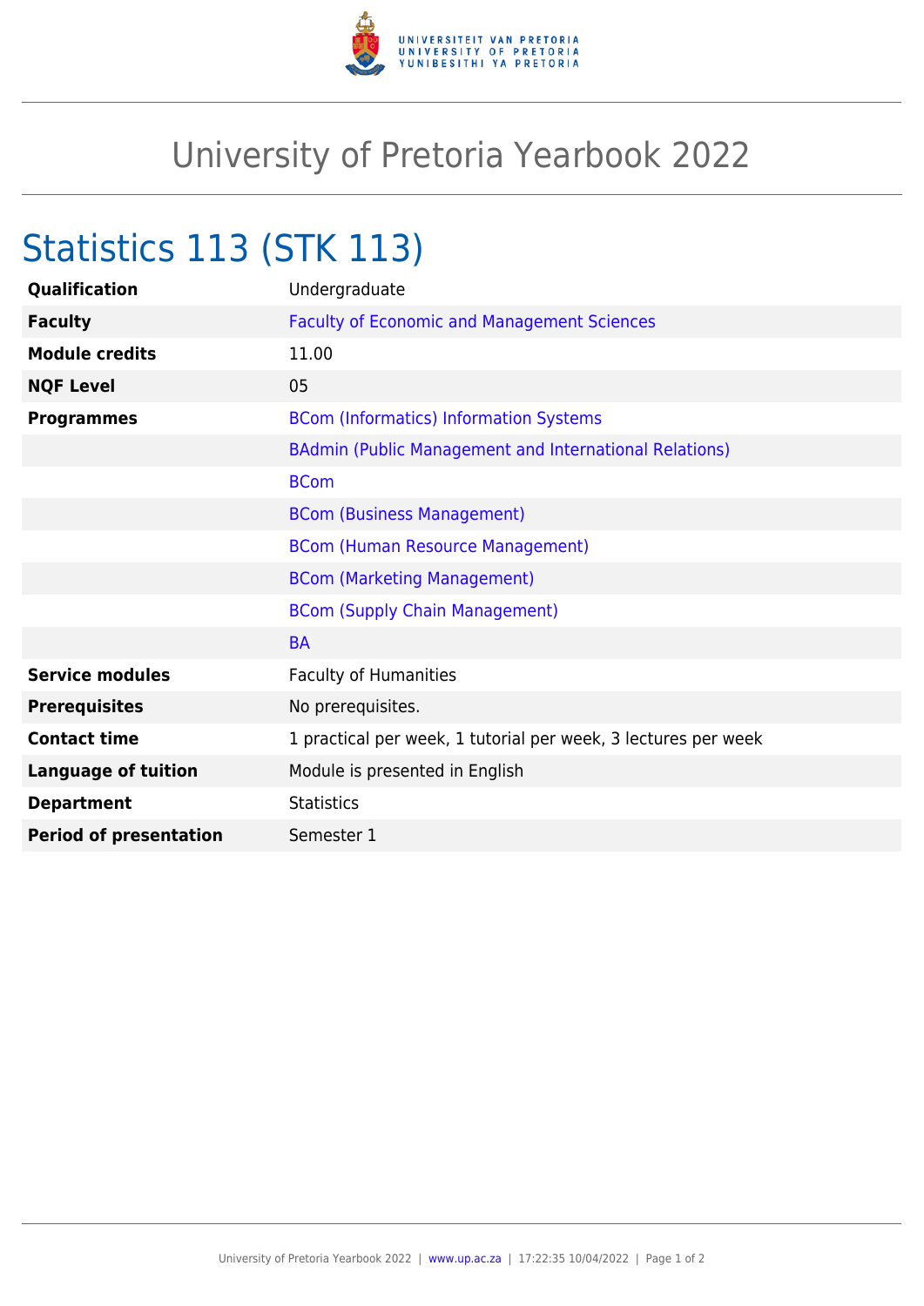# University of Pretoria Yearbook 2022

## Statistics 113 (STK 113)

| | |
|---|---|
| **Qualification** | Undergraduate |
| **Faculty** | Faculty of Economic and Management Sciences |
| **Module credits** | 11.00 |
| **NQF Level** | 05 |
| **Programmes** | BCom (Informatics) Information Systems |
| | BAdmin (Public Management and International Relations) |
| | BCom |
| | BCom (Business Management) |
| | BCom (Human Resource Management) |
| | BCom (Marketing Management) |
| | BCom (Supply Chain Management) |
| | BA |
| **Service modules** | Faculty of Humanities |
| **Prerequisites** | No prerequisites. |
| **Contact time** | 1 practical per week, 1 tutorial per week, 3 lectures per week |
| **Language of tuition** | Module is presented in English |
| **Department** | Statistics |
| **Period of presentation** | Semester 1 |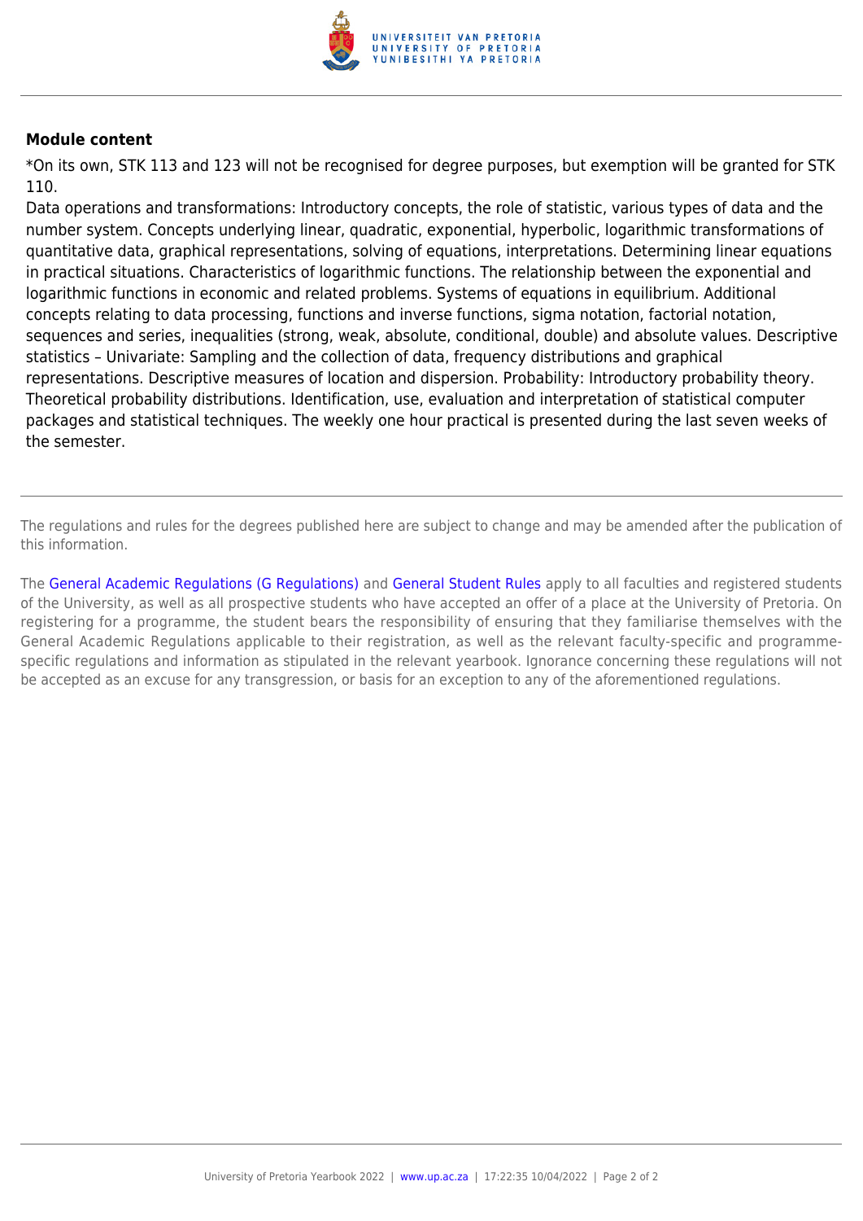### Module content

*On its own, STK 113 and 123 will not be recognised for degree purposes, but exemption will be granted for STK 110.

Data operations and transformations: Introductory concepts, the role of statistic, various types of data and the number system. Concepts underlying linear, quadratic, exponential, hyperbolic, logarithmic transformations of quantitative data, graphical representations, solving of equations, interpretations. Determining linear equations in practical situations. Characteristics of logarithmic functions. The relationship between the exponential and logarithmic functions in economic and related problems. Systems of equations in equilibrium. Additional concepts relating to data processing, functions and inverse functions, sigma notation, factorial notation, sequences and series, inequalities (strong, weak, absolute, conditional, double) and absolute values. Descriptive statistics – Univariate: Sampling and the collection of data, frequency distributions and graphical representations. Descriptive measures of location and dispersion. Probability: Introductory probability theory. Theoretical probability distributions. Identification, use, evaluation and interpretation of statistical computer packages and statistical techniques. The weekly one hour practical is presented during the last seven weeks of the semester.

---

The regulations and rules for the degrees published here are subject to change and may be amended after the publication of this information.

The General Academic Regulations (G Regulations) and General Student Rules apply to all faculties and registered students of the University, as well as all prospective students who have accepted an offer of a place at the University of Pretoria. On registering for a programme, the student bears the responsibility of ensuring that they familiarise themselves with the General Academic Regulations applicable to their registration, as well as the relevant faculty-specific and programme-specific regulations and information as stipulated in the relevant yearbook. Ignorance concerning these regulations will not be accepted as an excuse for any transgression, or basis for an exception to any of the aforementioned regulations.